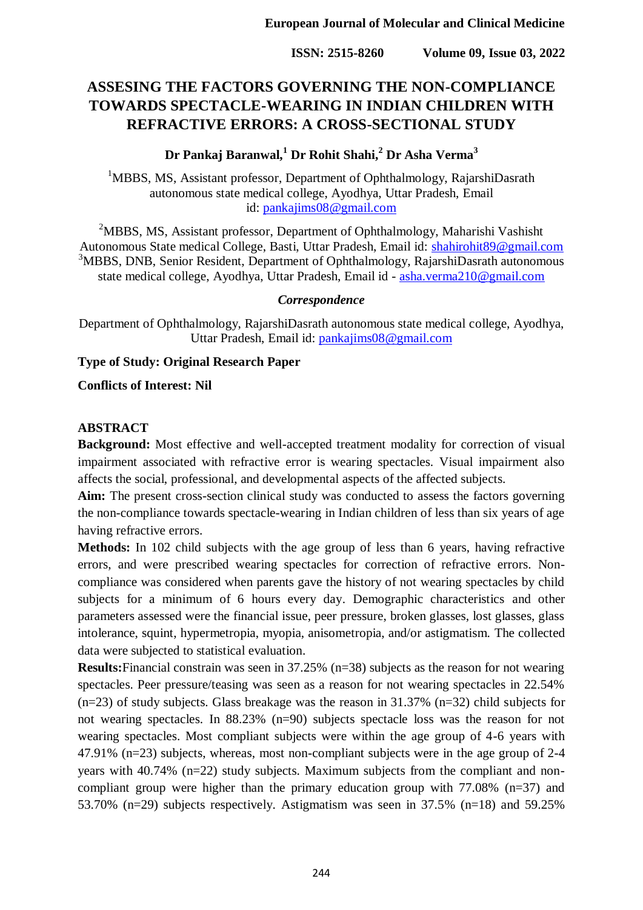# ASSESING THE FACTORS GOVERNING THE NON-COMPLIANCE TOWARDS SPECTACLE-WEARING IN INDIAN CHILDREN WITH REFRACTIVE ERRORS: A CROSS-SECTIONAL STUDY

**Dr Pankaj Baranwal,[1] Dr Rohit Shahi,[2] Dr Asha Verma[3]**

[1]MBBS, MS, Assistant professor, Department of Ophthalmology, RajarshiDasrath autonomous state medical college, Ayodhya, Uttar Pradesh, Email id: pankajims08@gmail.com

[2]MBBS, MS, Assistant professor, Department of Ophthalmology, Maharishi Vashisht Autonomous State medical College, Basti, Uttar Pradesh, Email id: shahirohit89@gmail.com
[3]MBBS, DNB, Senior Resident, Department of Ophthalmology, RajarshiDasrath autonomous state medical college, Ayodhya, Uttar Pradesh, Email id - asha.verma210@gmail.com

***Correspondence***

Department of Ophthalmology, RajarshiDasrath autonomous state medical college, Ayodhya, Uttar Pradesh, Email id: pankajims08@gmail.com

**Type of Study: Original Research Paper**

**Conflicts of Interest: Nil**

## ABSTRACT

**Background:** Most effective and well-accepted treatment modality for correction of visual impairment associated with refractive error is wearing spectacles. Visual impairment also affects the social, professional, and developmental aspects of the affected subjects.

**Aim:** The present cross-section clinical study was conducted to assess the factors governing the non-compliance towards spectacle-wearing in Indian children of less than six years of age having refractive errors.

**Methods:** In 102 child subjects with the age group of less than 6 years, having refractive errors, and were prescribed wearing spectacles for correction of refractive errors. Non-compliance was considered when parents gave the history of not wearing spectacles by child subjects for a minimum of 6 hours every day. Demographic characteristics and other parameters assessed were the financial issue, peer pressure, broken glasses, lost glasses, glass intolerance, squint, hypermetropia, myopia, anisometropia, and/or astigmatism. The collected data were subjected to statistical evaluation.

**Results:** Financial constrain was seen in 37.25% (n=38) subjects as the reason for not wearing spectacles. Peer pressure/teasing was seen as a reason for not wearing spectacles in 22.54% (n=23) of study subjects. Glass breakage was the reason in 31.37% (n=32) child subjects for not wearing spectacles. In 88.23% (n=90) subjects spectacle loss was the reason for not wearing spectacles. Most compliant subjects were within the age group of 4-6 years with 47.91% (n=23) subjects, whereas, most non-compliant subjects were in the age group of 2-4 years with 40.74% (n=22) study subjects. Maximum subjects from the compliant and non-compliant group were higher than the primary education group with 77.08% (n=37) and 53.70% (n=29) subjects respectively. Astigmatism was seen in 37.5% (n=18) and 59.25%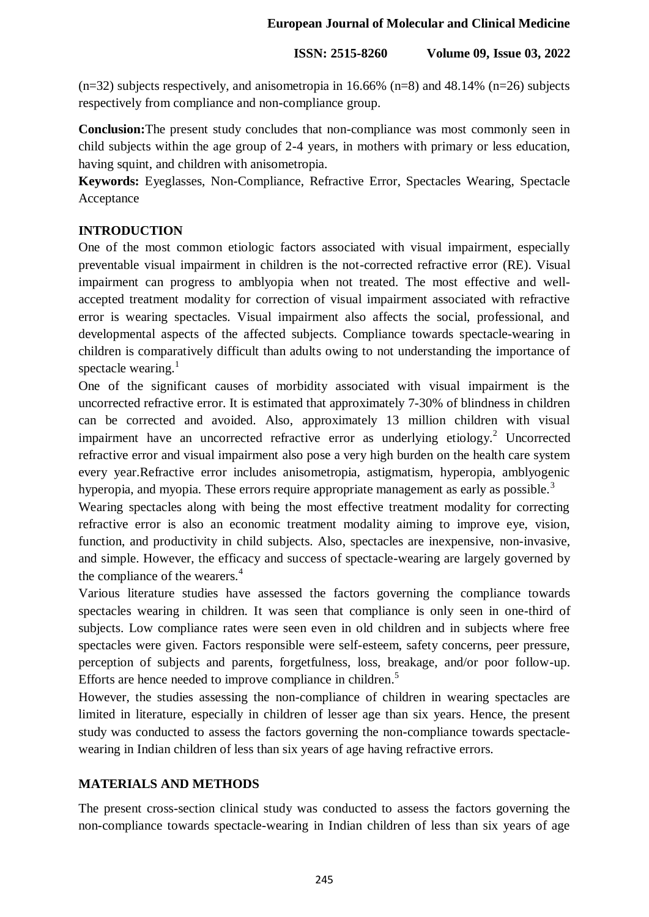(n=32) subjects respectively, and anisometropia in 16.66% (n=8) and 48.14% (n=26) subjects respectively from compliance and non-compliance group.

**Conclusion:** The present study concludes that non-compliance was most commonly seen in child subjects within the age group of 2-4 years, in mothers with primary or less education, having squint, and children with anisometropia.

**Keywords:** Eyeglasses, Non-Compliance, Refractive Error, Spectacles Wearing, Spectacle Acceptance

## INTRODUCTION

One of the most common etiologic factors associated with visual impairment, especially preventable visual impairment in children is the not-corrected refractive error (RE). Visual impairment can progress to amblyopia when not treated. The most effective and well-accepted treatment modality for correction of visual impairment associated with refractive error is wearing spectacles. Visual impairment also affects the social, professional, and developmental aspects of the affected subjects. Compliance towards spectacle-wearing in children is comparatively difficult than adults owing to not understanding the importance of spectacle wearing.[1]

One of the significant causes of morbidity associated with visual impairment is the uncorrected refractive error. It is estimated that approximately 7-30% of blindness in children can be corrected and avoided. Also, approximately 13 million children with visual impairment have an uncorrected refractive error as underlying etiology.[2] Uncorrected refractive error and visual impairment also pose a very high burden on the health care system every year.Refractive error includes anisometropia, astigmatism, hyperopia, amblyogenic hyperopia, and myopia. These errors require appropriate management as early as possible.[3]

Wearing spectacles along with being the most effective treatment modality for correcting refractive error is also an economic treatment modality aiming to improve eye, vision, function, and productivity in child subjects. Also, spectacles are inexpensive, non-invasive, and simple. However, the efficacy and success of spectacle-wearing are largely governed by the compliance of the wearers.[4]

Various literature studies have assessed the factors governing the compliance towards spectacles wearing in children. It was seen that compliance is only seen in one-third of subjects. Low compliance rates were seen even in old children and in subjects where free spectacles were given. Factors responsible were self-esteem, safety concerns, peer pressure, perception of subjects and parents, forgetfulness, loss, breakage, and/or poor follow-up. Efforts are hence needed to improve compliance in children.[5]

However, the studies assessing the non-compliance of children in wearing spectacles are limited in literature, especially in children of lesser age than six years. Hence, the present study was conducted to assess the factors governing the non-compliance towards spectacle-wearing in Indian children of less than six years of age having refractive errors.

## MATERIALS AND METHODS

The present cross-section clinical study was conducted to assess the factors governing the non-compliance towards spectacle-wearing in Indian children of less than six years of age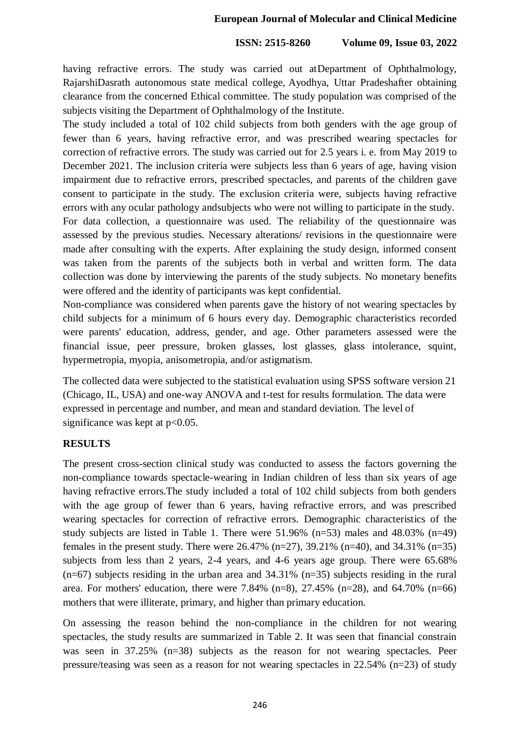having refractive errors. The study was carried out atDepartment of Ophthalmology, RajarshiDasrath autonomous state medical college, Ayodhya, Uttar Pradeshafter obtaining clearance from the concerned Ethical committee. The study population was comprised of the subjects visiting the Department of Ophthalmology of the Institute.

The study included a total of 102 child subjects from both genders with the age group of fewer than 6 years, having refractive error, and was prescribed wearing spectacles for correction of refractive errors. The study was carried out for 2.5 years i. e. from May 2019 to December 2021. The inclusion criteria were subjects less than 6 years of age, having vision impairment due to refractive errors, prescribed spectacles, and parents of the children gave consent to participate in the study. The exclusion criteria were, subjects having refractive errors with any ocular pathology andsubjects who were not willing to participate in the study.

For data collection, a questionnaire was used. The reliability of the questionnaire was assessed by the previous studies. Necessary alterations/ revisions in the questionnaire were made after consulting with the experts. After explaining the study design, informed consent was taken from the parents of the subjects both in verbal and written form. The data collection was done by interviewing the parents of the study subjects. No monetary benefits were offered and the identity of participants was kept confidential.

Non-compliance was considered when parents gave the history of not wearing spectacles by child subjects for a minimum of 6 hours every day. Demographic characteristics recorded were parents' education, address, gender, and age. Other parameters assessed were the financial issue, peer pressure, broken glasses, lost glasses, glass intolerance, squint, hypermetropia, myopia, anisometropia, and/or astigmatism.

The collected data were subjected to the statistical evaluation using SPSS software version 21 (Chicago, IL, USA) and one-way ANOVA and t-test for results formulation. The data were expressed in percentage and number, and mean and standard deviation. The level of significance was kept at $p<0.05$.

## RESULTS

The present cross-section clinical study was conducted to assess the factors governing the non-compliance towards spectacle-wearing in Indian children of less than six years of age having refractive errors.The study included a total of 102 child subjects from both genders with the age group of fewer than 6 years, having refractive errors, and was prescribed wearing spectacles for correction of refractive errors. Demographic characteristics of the study subjects are listed in Table 1. There were 51.96% (n=53) males and 48.03% (n=49) females in the present study. There were 26.47% (n=27), 39.21% (n=40), and 34.31% (n=35) subjects from less than 2 years, 2-4 years, and 4-6 years age group. There were 65.68% (n=67) subjects residing in the urban area and 34.31% (n=35) subjects residing in the rural area. For mothers' education, there were 7.84% (n=8), 27.45% (n=28), and 64.70% (n=66) mothers that were illiterate, primary, and higher than primary education.

On assessing the reason behind the non-compliance in the children for not wearing spectacles, the study results are summarized in Table 2. It was seen that financial constrain was seen in 37.25% (n=38) subjects as the reason for not wearing spectacles. Peer pressure/teasing was seen as a reason for not wearing spectacles in 22.54% (n=23) of study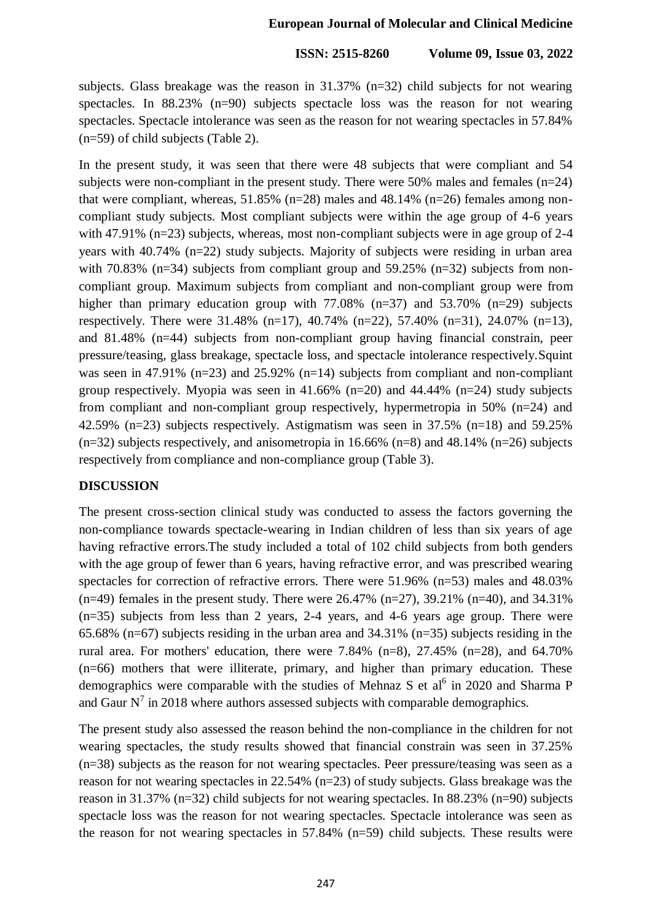subjects. Glass breakage was the reason in 31.37% (n=32) child subjects for not wearing spectacles. In 88.23% (n=90) subjects spectacle loss was the reason for not wearing spectacles. Spectacle intolerance was seen as the reason for not wearing spectacles in 57.84% (n=59) of child subjects (Table 2).

In the present study, it was seen that there were 48 subjects that were compliant and 54 subjects were non-compliant in the present study. There were 50% males and females (n=24) that were compliant, whereas, 51.85% (n=28) males and 48.14% (n=26) females among non-compliant study subjects. Most compliant subjects were within the age group of 4-6 years with 47.91% (n=23) subjects, whereas, most non-compliant subjects were in age group of 2-4 years with 40.74% (n=22) study subjects. Majority of subjects were residing in urban area with 70.83% (n=34) subjects from compliant group and 59.25% (n=32) subjects from non-compliant group. Maximum subjects from compliant and non-compliant group were from higher than primary education group with 77.08% (n=37) and 53.70% (n=29) subjects respectively. There were 31.48% (n=17), 40.74% (n=22), 57.40% (n=31), 24.07% (n=13), and 81.48% (n=44) subjects from non-compliant group having financial constrain, peer pressure/teasing, glass breakage, spectacle loss, and spectacle intolerance respectively.Squint was seen in 47.91% (n=23) and 25.92% (n=14) subjects from compliant and non-compliant group respectively. Myopia was seen in 41.66% (n=20) and 44.44% (n=24) study subjects from compliant and non-compliant group respectively, hypermetropia in 50% (n=24) and 42.59% (n=23) subjects respectively. Astigmatism was seen in 37.5% (n=18) and 59.25% (n=32) subjects respectively, and anisometropia in 16.66% (n=8) and 48.14% (n=26) subjects respectively from compliance and non-compliance group (Table 3).

## DISCUSSION

The present cross-section clinical study was conducted to assess the factors governing the non-compliance towards spectacle-wearing in Indian children of less than six years of age having refractive errors.The study included a total of 102 child subjects from both genders with the age group of fewer than 6 years, having refractive error, and was prescribed wearing spectacles for correction of refractive errors. There were 51.96% (n=53) males and 48.03% (n=49) females in the present study. There were 26.47% (n=27), 39.21% (n=40), and 34.31% (n=35) subjects from less than 2 years, 2-4 years, and 4-6 years age group. There were 65.68% (n=67) subjects residing in the urban area and 34.31% (n=35) subjects residing in the rural area. For mothers' education, there were 7.84% (n=8), 27.45% (n=28), and 64.70% (n=66) mothers that were illiterate, primary, and higher than primary education. These demographics were comparable with the studies of Mehnaz S et al[6] in 2020 and Sharma P and Gaur N[7] in 2018 where authors assessed subjects with comparable demographics.

The present study also assessed the reason behind the non-compliance in the children for not wearing spectacles, the study results showed that financial constrain was seen in 37.25% (n=38) subjects as the reason for not wearing spectacles. Peer pressure/teasing was seen as a reason for not wearing spectacles in 22.54% (n=23) of study subjects. Glass breakage was the reason in 31.37% (n=32) child subjects for not wearing spectacles. In 88.23% (n=90) subjects spectacle loss was the reason for not wearing spectacles. Spectacle intolerance was seen as the reason for not wearing spectacles in 57.84% (n=59) child subjects. These results were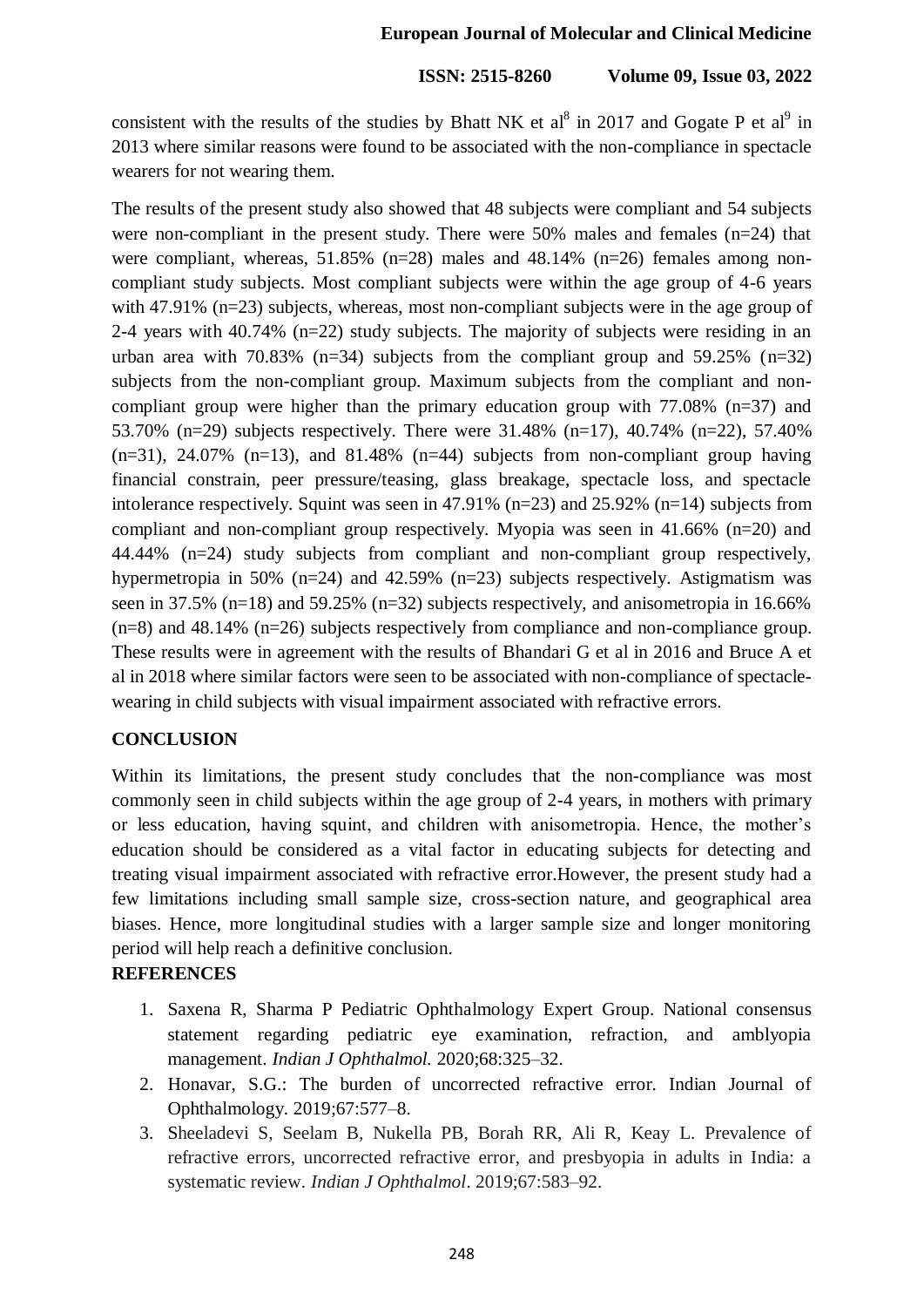consistent with the results of the studies by Bhatt NK et al[8] in 2017 and Gogate P et al[9] in 2013 where similar reasons were found to be associated with the non-compliance in spectacle wearers for not wearing them.

The results of the present study also showed that 48 subjects were compliant and 54 subjects were non-compliant in the present study. There were 50% males and females (n=24) that were compliant, whereas, 51.85% (n=28) males and 48.14% (n=26) females among non-compliant study subjects. Most compliant subjects were within the age group of 4-6 years with 47.91% (n=23) subjects, whereas, most non-compliant subjects were in the age group of 2-4 years with 40.74% (n=22) study subjects. The majority of subjects were residing in an urban area with 70.83% (n=34) subjects from the compliant group and 59.25% (n=32) subjects from the non-compliant group. Maximum subjects from the compliant and non-compliant group were higher than the primary education group with 77.08% (n=37) and 53.70% (n=29) subjects respectively. There were 31.48% (n=17), 40.74% (n=22), 57.40% (n=31), 24.07% (n=13), and 81.48% (n=44) subjects from non-compliant group having financial constrain, peer pressure/teasing, glass breakage, spectacle loss, and spectacle intolerance respectively. Squint was seen in 47.91% (n=23) and 25.92% (n=14) subjects from compliant and non-compliant group respectively. Myopia was seen in 41.66% (n=20) and 44.44% (n=24) study subjects from compliant and non-compliant group respectively, hypermetropia in 50% (n=24) and 42.59% (n=23) subjects respectively. Astigmatism was seen in 37.5% (n=18) and 59.25% (n=32) subjects respectively, and anisometropia in 16.66% (n=8) and 48.14% (n=26) subjects respectively from compliance and non-compliance group. These results were in agreement with the results of Bhandari G et al in 2016 and Bruce A et al in 2018 where similar factors were seen to be associated with non-compliance of spectacle-wearing in child subjects with visual impairment associated with refractive errors.

## CONCLUSION

Within its limitations, the present study concludes that the non-compliance was most commonly seen in child subjects within the age group of 2-4 years, in mothers with primary or less education, having squint, and children with anisometropia. Hence, the mother's education should be considered as a vital factor in educating subjects for detecting and treating visual impairment associated with refractive error.However, the present study had a few limitations including small sample size, cross-section nature, and geographical area biases. Hence, more longitudinal studies with a larger sample size and longer monitoring period will help reach a definitive conclusion.

## REFERENCES

1. Saxena R, Sharma P Pediatric Ophthalmology Expert Group. National consensus statement regarding pediatric eye examination, refraction, and amblyopia management. *Indian J Ophthalmol.* 2020;68:325–32.
2. Honavar, S.G.: The burden of uncorrected refractive error. Indian Journal of Ophthalmology. 2019;67:577–8.
3. Sheeladevi S, Seelam B, Nukella PB, Borah RR, Ali R, Keay L. Prevalence of refractive errors, uncorrected refractive error, and presbyopia in adults in India: a systematic review. *Indian J Ophthalmol*. 2019;67:583–92.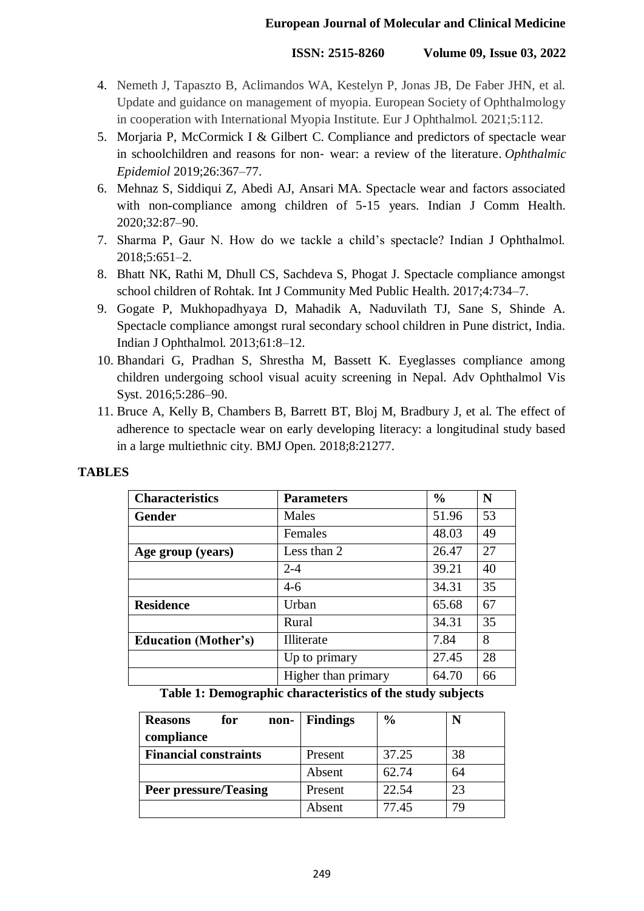4. Nemeth J, Tapaszto B, Aclimandos WA, Kestelyn P, Jonas JB, De Faber JHN, et al. Update and guidance on management of myopia. European Society of Ophthalmology in cooperation with International Myopia Institute. Eur J Ophthalmol. 2021;5:112.
5. Morjaria P, McCormick I & Gilbert C. Compliance and predictors of spectacle wear in schoolchildren and reasons for non- wear: a review of the literature. *Ophthalmic Epidemiol* 2019;26:367–77.
6. Mehnaz S, Siddiqui Z, Abedi AJ, Ansari MA. Spectacle wear and factors associated with non-compliance among children of 5-15 years. Indian J Comm Health. 2020;32:87–90.
7. Sharma P, Gaur N. How do we tackle a child's spectacle? Indian J Ophthalmol. 2018;5:651–2.
8. Bhatt NK, Rathi M, Dhull CS, Sachdeva S, Phogat J. Spectacle compliance amongst school children of Rohtak. Int J Community Med Public Health. 2017;4:734–7.
9. Gogate P, Mukhopadhyaya D, Mahadik A, Naduvilath TJ, Sane S, Shinde A. Spectacle compliance amongst rural secondary school children in Pune district, India. Indian J Ophthalmol. 2013;61:8–12.
10. Bhandari G, Pradhan S, Shrestha M, Bassett K. Eyeglasses compliance among children undergoing school visual acuity screening in Nepal. Adv Ophthalmol Vis Syst. 2016;5:286–90.
11. Bruce A, Kelly B, Chambers B, Barrett BT, Bloj M, Bradbury J, et al. The effect of adherence to spectacle wear on early developing literacy: a longitudinal study based in a large multiethnic city. BMJ Open. 2018;8:21277.

## TABLES

| Characteristics | Parameters | % | N |
|---|---|---|---|
| **Gender** | Males | 51.96 | 53 |
| | Females | 48.03 | 49 |
| **Age group (years)** | Less than 2 | 26.47 | 27 |
| | 2-4 | 39.21 | 40 |
| | 4-6 | 34.31 | 35 |
| **Residence** | Urban | 65.68 | 67 |
| | Rural | 34.31 | 35 |
| **Education (Mother's)** | Illiterate | 7.84 | 8 |
| | Up to primary | 27.45 | 28 |
| | Higher than primary | 64.70 | 66 |

**Table 1: Demographic characteristics of the study subjects**

| Reasons for non-compliance | Findings | % | N |
|---|---|---|---|
| **Financial constraints** | Present | 37.25 | 38 |
| | Absent | 62.74 | 64 |
| **Peer pressure/Teasing** | Present | 22.54 | 23 |
| | Absent | 77.45 | 79 |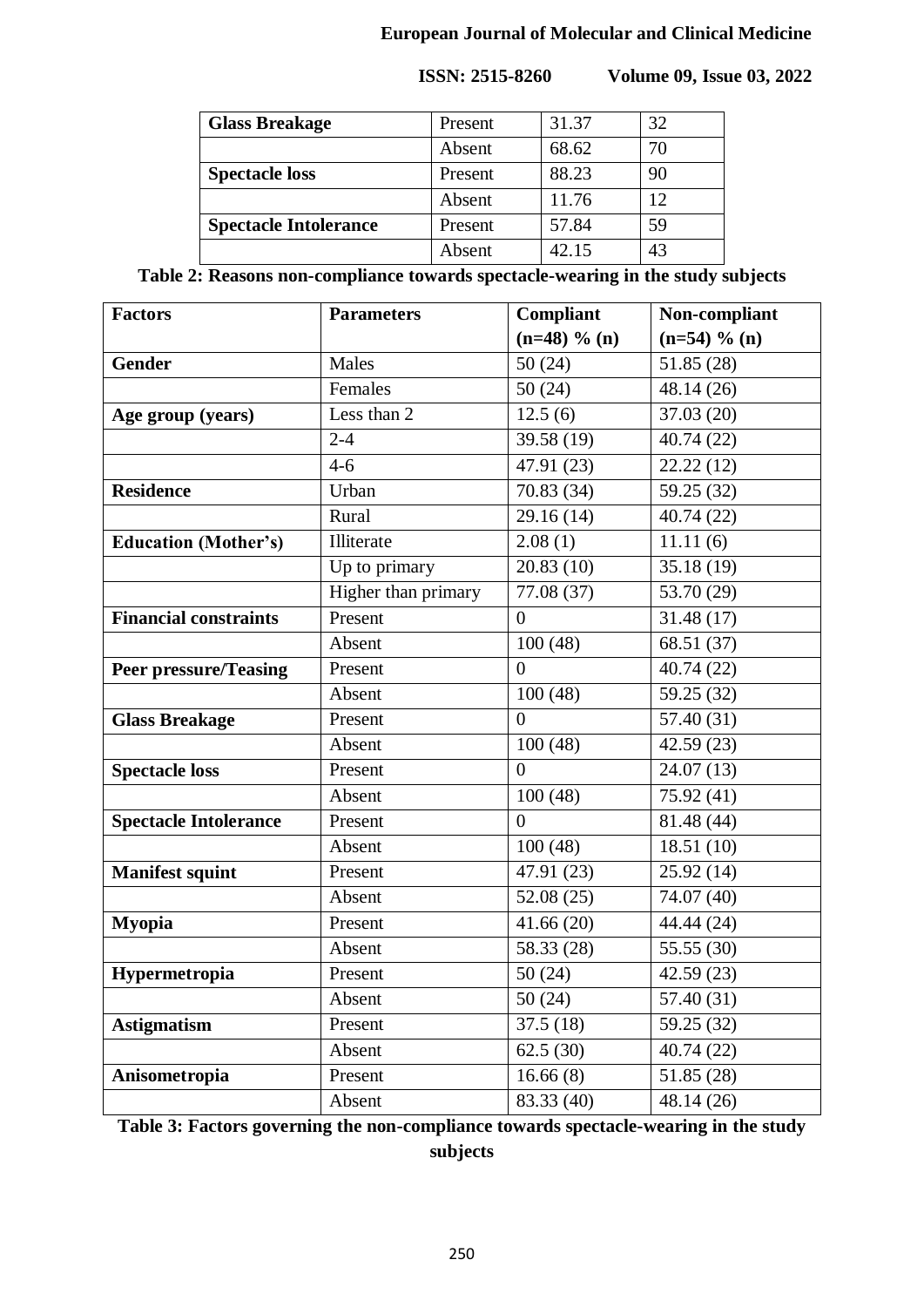| | | | |
|---|---|---|---|
| **Glass Breakage** | Present | 31.37 | 32 |
| | Absent | 68.62 | 70 |
| **Spectacle loss** | Present | 88.23 | 90 |
| | Absent | 11.76 | 12 |
| **Spectacle Intolerance** | Present | 57.84 | 59 |
| | Absent | 42.15 | 43 |

**Table 2: Reasons non-compliance towards spectacle-wearing in the study subjects**

| Factors | Parameters | Compliant (n=48) % (n) | Non-compliant (n=54) % (n) |
|---|---|---|---|
| **Gender** | Males | 50 (24) | 51.85 (28) |
| | Females | 50 (24) | 48.14 (26) |
| **Age group (years)** | Less than 2 | 12.5 (6) | 37.03 (20) |
| | 2-4 | 39.58 (19) | 40.74 (22) |
| | 4-6 | 47.91 (23) | 22.22 (12) |
| **Residence** | Urban | 70.83 (34) | 59.25 (32) |
| | Rural | 29.16 (14) | 40.74 (22) |
| **Education (Mother's)** | Illiterate | 2.08 (1) | 11.11 (6) |
| | Up to primary | 20.83 (10) | 35.18 (19) |
| | Higher than primary | 77.08 (37) | 53.70 (29) |
| **Financial constraints** | Present | 0 | 31.48 (17) |
| | Absent | 100 (48) | 68.51 (37) |
| **Peer pressure/Teasing** | Present | 0 | 40.74 (22) |
| | Absent | 100 (48) | 59.25 (32) |
| **Glass Breakage** | Present | 0 | 57.40 (31) |
| | Absent | 100 (48) | 42.59 (23) |
| **Spectacle loss** | Present | 0 | 24.07 (13) |
| | Absent | 100 (48) | 75.92 (41) |
| **Spectacle Intolerance** | Present | 0 | 81.48 (44) |
| | Absent | 100 (48) | 18.51 (10) |
| **Manifest squint** | Present | 47.91 (23) | 25.92 (14) |
| | Absent | 52.08 (25) | 74.07 (40) |
| **Myopia** | Present | 41.66 (20) | 44.44 (24) |
| | Absent | 58.33 (28) | 55.55 (30) |
| **Hypermetropia** | Present | 50 (24) | 42.59 (23) |
| | Absent | 50 (24) | 57.40 (31) |
| **Astigmatism** | Present | 37.5 (18) | 59.25 (32) |
| | Absent | 62.5 (30) | 40.74 (22) |
| **Anisometropia** | Present | 16.66 (8) | 51.85 (28) |
| | Absent | 83.33 (40) | 48.14 (26) |

**Table 3: Factors governing the non-compliance towards spectacle-wearing in the study subjects**